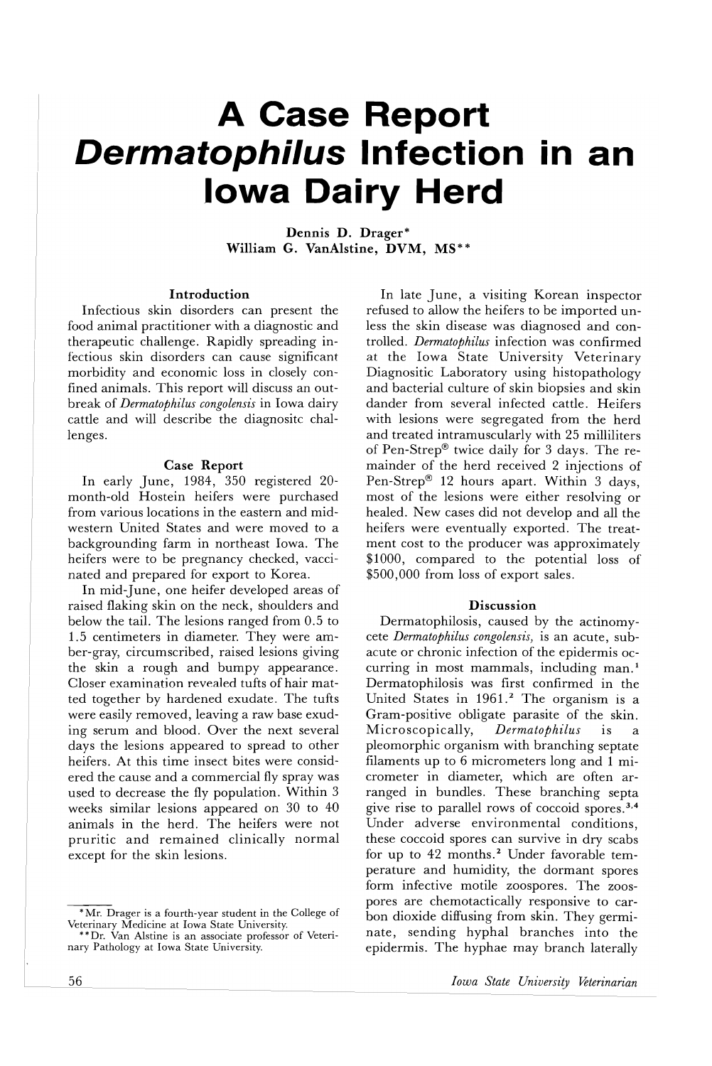# A Case Report *Dermatophilus* Infection in an Iowa Dairy Herd

Dennis D. Drager*
William G. VanAlstine, DVM, MS**

## Introduction

Infectious skin disorders can present the food animal practitioner with a diagnostic and therapeutic challenge. Rapidly spreading infectious skin disorders can cause significant morbidity and economic loss in closely confined animals. This report will discuss an outbreak of *Dermatophilus congolensis* in Iowa dairy cattle and will describe the diagnositc challenges.

## Case Report

In early June, 1984, 350 registered 20-month-old Hostein heifers were purchased from various locations in the eastern and midwestern United States and were moved to a backgrounding farm in northeast Iowa. The heifers were to be pregnancy checked, vaccinated and prepared for export to Korea.

In mid-June, one heifer developed areas of raised flaking skin on the neck, shoulders and below the tail. The lesions ranged from 0.5 to 1.5 centimeters in diameter. They were amber-gray, circumscribed, raised lesions giving the skin a rough and bumpy appearance. Closer examination revealed tufts of hair matted together by hardened exudate. The tufts were easily removed, leaving a raw base exuding serum and blood. Over the next several days the lesions appeared to spread to other heifers. At this time insect bites were considered the cause and a commercial fly spray was used to decrease the fly population. Within 3 weeks similar lesions appeared on 30 to 40 animals in the herd. The heifers were not pruritic and remained clinically normal except for the skin lesions.

In late June, a visiting Korean inspector refused to allow the heifers to be imported unless the skin disease was diagnosed and controlled. *Dermatophilus* infection was confirmed at the Iowa State University Veterinary Diagnositic Laboratory using histopathology and bacterial culture of skin biopsies and skin dander from several infected cattle. Heifers with lesions were segregated from the herd and treated intramuscularly with 25 milliliters of Pen-Strep® twice daily for 3 days. The remainder of the herd received 2 injections of Pen-Strep® 12 hours apart. Within 3 days, most of the lesions were either resolving or healed. New cases did not develop and all the heifers were eventually exported. The treatment cost to the producer was approximately $1000, compared to the potential loss of $500,000 from loss of export sales.

## Discussion

Dermatophilosis, caused by the actinomycete *Dermatophilus congolensis,* is an acute, subacute or chronic infection of the epidermis occurring in most mammals, including man.[1] Dermatophilosis was first confirmed in the United States in 1961.[2] The organism is a Gram-positive obligate parasite of the skin. Microscopically, *Dermatophilus* is a pleomorphic organism with branching septate filaments up to 6 micrometers long and 1 micrometer in diameter, which are often arranged in bundles. These branching septa give rise to parallel rows of coccoid spores.[3,4] Under adverse environmental conditions, these coccoid spores can survive in dry scabs for up to 42 months.[2] Under favorable temperature and humidity, the dormant spores form infective motile zoospores. The zoospores are chemotactically responsive to carbon dioxide diffusing from skin. They germinate, sending hyphal branches into the epidermis. The hyphae may branch laterally

*Mr. Drager is a fourth-year student in the College of Veterinary Medicine at Iowa State University.
**Dr. Van Alstine is an associate professor of Veterinary Pathology at Iowa State University.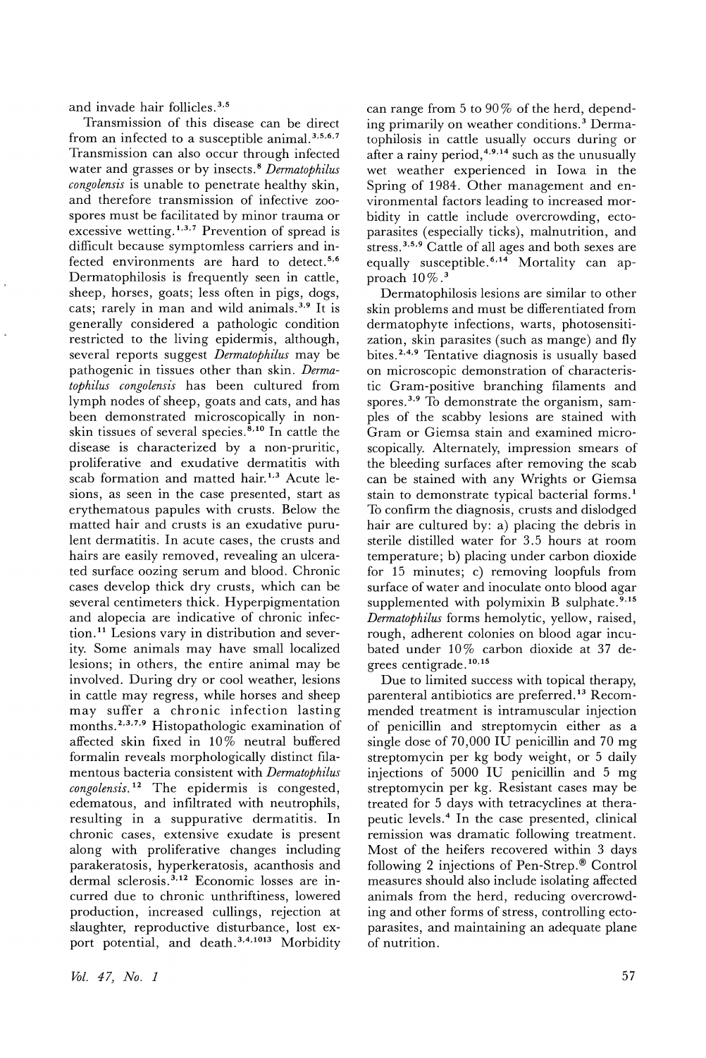and invade hair follicles.[3,5]

Transmission of this disease can be direct from an infected to a susceptible animal.[3,5,6,7] Transmission can also occur through infected water and grasses or by insects.[8] *Dermatophilus congolensis* is unable to penetrate healthy skin, and therefore transmission of infective zoospores must be facilitated by minor trauma or excessive wetting.[1,3,7] Prevention of spread is difficult because symptomless carriers and infected environments are hard to detect.[5,6] Dermatophilosis is frequently seen in cattle, sheep, horses, goats; less often in pigs, dogs, cats; rarely in man and wild animals.[3,9] It is generally considered a pathologic condition restricted to the living epidermis, although, several reports suggest *Dermatophilus* may be pathogenic in tissues other than skin. *Dermatophilus congolensis* has been cultured from lymph nodes of sheep, goats and cats, and has been demonstrated microscopically in non-skin tissues of several species.[8,10] In cattle the disease is characterized by a non-pruritic, proliferative and exudative dermatitis with scab formation and matted hair.[1,3] Acute lesions, as seen in the case presented, start as erythematous papules with crusts. Below the matted hair and crusts is an exudative purulent dermatitis. In acute cases, the crusts and hairs are easily removed, revealing an ulcerated surface oozing serum and blood. Chronic cases develop thick dry crusts, which can be several centimeters thick. Hyperpigmentation and alopecia are indicative of chronic infection.[11] Lesions vary in distribution and severity. Some animals may have small localized lesions; in others, the entire animal may be involved. During dry or cool weather, lesions in cattle may regress, while horses and sheep may suffer a chronic infection lasting months.[2,3,7,9] Histopathologic examination of affected skin fixed in 10% neutral buffered formalin reveals morphologically distinct filamentous bacteria consistent with *Dermatophilus congolensis*.[12] The epidermis is congested, edematous, and infiltrated with neutrophils, resulting in a suppurative dermatitis. In chronic cases, extensive exudate is present along with proliferative changes including parakeratosis, hyperkeratosis, acanthosis and dermal sclerosis.[3,12] Economic losses are incurred due to chronic unthriftiness, lowered production, increased cullings, rejection at slaughter, reproductive disturbance, lost export potential, and death.[3,4,10,13] Morbidity can range from 5 to 90% of the herd, depending primarily on weather conditions.[3] Dermatophilosis in cattle usually occurs during or after a rainy period,[4,9,14] such as the unusually wet weather experienced in Iowa in the Spring of 1984. Other management and environmental factors leading to increased morbidity in cattle include overcrowding, ectoparasites (especially ticks), malnutrition, and stress.[3,5,9] Cattle of all ages and both sexes are equally susceptible.[6,14] Mortality can approach 10%.[3]

Dermatophilosis lesions are similar to other skin problems and must be differentiated from dermatophyte infections, warts, photosensitization, skin parasites (such as mange) and fly bites.[2,4,9] Tentative diagnosis is usually based on microscopic demonstration of characteristic Gram-positive branching filaments and spores.[3,9] To demonstrate the organism, samples of the scabby lesions are stained with Gram or Giemsa stain and examined microscopically. Alternately, impression smears of the bleeding surfaces after removing the scab can be stained with any Wrights or Giemsa stain to demonstrate typical bacterial forms.[1] To confirm the diagnosis, crusts and dislodged hair are cultured by: a) placing the debris in sterile distilled water for 3.5 hours at room temperature; b) placing under carbon dioxide for 15 minutes; c) removing loopfuls from surface of water and inoculate onto blood agar supplemented with polymixin B sulphate.[9,15] *Dermatophilus* forms hemolytic, yellow, raised, rough, adherent colonies on blood agar incubated under 10% carbon dioxide at 37 degrees centigrade.[10,15]

Due to limited success with topical therapy, parenteral antibiotics are preferred.[13] Recommended treatment is intramuscular injection of penicillin and streptomycin either as a single dose of 70,000 IU penicillin and 70 mg streptomycin per kg body weight, or 5 daily injections of 5000 IU penicillin and 5 mg streptomycin per kg. Resistant cases may be treated for 5 days with tetracyclines at therapeutic levels.[4] In the case presented, clinical remission was dramatic following treatment. Most of the heifers recovered within 3 days following 2 injections of Pen-Strep.® Control measures should also include isolating affected animals from the herd, reducing overcrowding and other forms of stress, controlling ectoparasites, and maintaining an adequate plane of nutrition.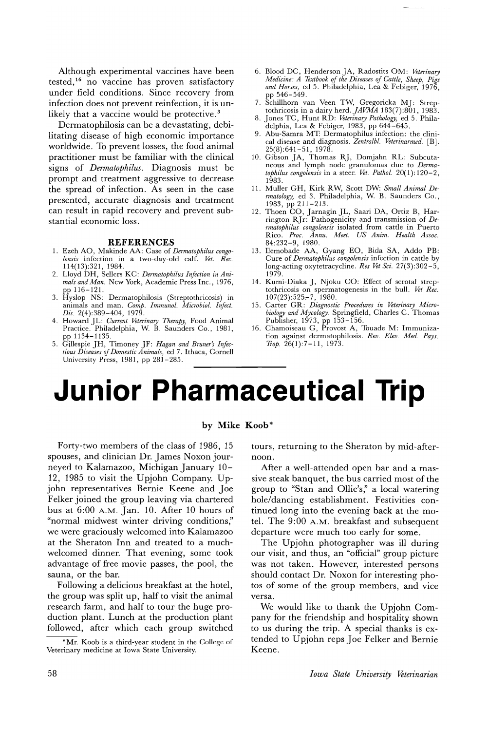Although experimental vaccines have been tested,[16] no vaccine has proven satisfactory under field conditions. Since recovery from infection does not prevent reinfection, it is unlikely that a vaccine would be protective.[3]

Dermatophilosis can be a devastating, debilitating disease of high economic importance worldwide. To prevent losses, the food animal practitioner must be familiar with the clinical signs of *Dermatophilus*. Diagnosis must be prompt and treatment aggressive to decrease the spread of infection. As seen in the case presented, accurate diagnosis and treatment can result in rapid recovery and prevent substantial economic loss.

## REFERENCES

1. Ezeh AO, Makinde AA: Case of *Dermatophilus congolensis* infection in a two-day-old calf. *Vet. Rec.* 114(13):321, 1984.
2. Lloyd DH, Sellers KC: *Dermatophilus Infection in Animals and Man.* New York, Academic Press Inc., 1976, pp 116–121.
3. Hyslop NS: Dermatophilosis (Streptothricosis) in animals and man. *Comp. Immunol. Microbiol. Infect. Dis.* 2(4):389–404, 1979.
4. Howard JL: *Current Veterinary Therapy,* Food Animal Practice. Philadelphia, W. B. Saunders Co., 1981, pp 1134–1135.
5. Gillespie JH, Timoney JF: *Hagan and Bruner's Infectious Diseases of Domestic Animals,* ed 7. Ithaca, Cornell University Press, 1981, pp 281–285.
6. Blood DC, Henderson JA, Radostits OM: *Veterinary Medicine: A Textbook of the Diseases of Cattle, Sheep, Pigs and Horses,* ed 5. Philadelphia, Lea & Febiger, 1976, pp 546–549.
7. Schillhorn van Veen TW, Gregoricka MJ: Streptothricosis in a dairy herd. *JAVMA* 183(7):801, 1983.
8. Jones TC, Hunt RD: *Veterinary Pathology,* ed 5. Philadelphia, Lea & Febiger, 1983, pp 644–645.
9. Abu-Samra MT: Dermatophilus infection: the clinical disease and diagnosis. *Zentralbl. Veterinarmed.* [B]. 25(8):641–51, 1978.
10. Gibson JA, Thomas RJ, Domjahn RL: Subcutaneous and lymph node granulomas due to *Dermatophilus congolensis* in a steer. *Vet. Pathol.* 20(1):120–2, 1983.
11. Muller GH, Kirk RW, Scott DW: *Small Animal Dermatology,* ed 3. Philadelphia, W. B. Saunders Co., 1983, pp 211–213.
12. Thoen CO, Jarnagin JL, Saari DA, Ortiz B, Harrington RJr: Pathogenicity and transmission of *Dermatophilus congolensis* isolated from cattle in Puerto Rico. *Proc. Annu. Meet. US Anim. Health Assoc.* 84:232–9, 1980.
13. Ilemobade AA, Gyang EO, Bida SA, Addo PB: Cure of *Dermatophilus congolensis* infection in cattle by long-acting oxytetracycline. *Res Vet Sci.* 27(3):302–5, 1979.
14. Kumi-Diaka J, Njoku CO: Effect of scrotal streptothricosis on spermatogenesis in the bull. *Vet Rec.* 107(23):525–7, 1980.
15. Carter GR: *Diagnostic Procedures in Veterinary Microbiology and Mycology.* Springfield, Charles C. Thomas Publisher, 1973, pp 153–156.
16. Chamoiseau G, Provost A, Touade M: Immunization against dermatophilosis. *Rev. Elev. Med. Pays. Trop.* 26(1):7–11, 1973.

# Junior Pharmaceutical Trip

**by Mike Koob***

Forty-two members of the class of 1986, 15 spouses, and clinician Dr. James Noxon journeyed to Kalamazoo, Michigan January 10–12, 1985 to visit the Upjohn Company. Upjohn representatives Bernie Keene and Joe Felker joined the group leaving via chartered bus at 6:00 A.M. Jan. 10. After 10 hours of "normal midwest winter driving conditions," we were graciously welcomed into Kalamazoo at the Sheraton Inn and treated to a much-welcomed dinner. That evening, some took advantage of free movie passes, the pool, the sauna, or the bar.

Following a delicious breakfast at the hotel, the group was split up, half to visit the animal research farm, and half to tour the huge production plant. Lunch at the production plant followed, after which each group switched tours, returning to the Sheraton by mid-afternoon.

After a well-attended open bar and a massive steak banquet, the bus carried most of the group to "Stan and Ollie's," a local watering hole/dancing establishment. Festivities continued long into the evening back at the motel. The 9:00 A.M. breakfast and subsequent departure were much too early for some.

The Upjohn photographer was ill during our visit, and thus, an "official" group picture was not taken. However, interested persons should contact Dr. Noxon for interesting photos of some of the group members, and vice versa.

We would like to thank the Upjohn Company for the friendship and hospitality shown to us during the trip. A special thanks is extended to Upjohn reps Joe Felker and Bernie Keene.

*Mr. Koob is a third-year student in the College of Veterinary medicine at Iowa State University.